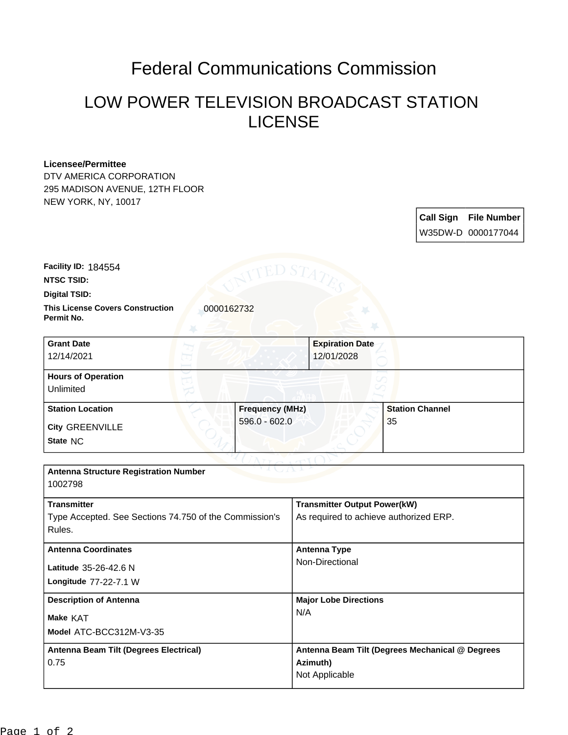# Federal Communications Commission

## LOW POWER TELEVISION BROADCAST STATION LICENSE

**Licensee/Permittee**
DTV AMERICA CORPORATION
295 MADISON AVENUE, 12TH FLOOR
NEW YORK, NY, 10017

| Call Sign | File Number |
| --- | --- |
| W35DW-D | 0000177044 |

**Facility ID:** 184554

**NTSC TSID:**

**Digital TSID:**

**This License Covers Construction Permit No.** 0000162732

| **Grant Date** | **Expiration Date** |
| --- | --- |
| 12/14/2021 | 12/01/2028 |

**Hours of Operation**
Unlimited

| **Station Location** | **Frequency (MHz)** | **Station Channel** |
| --- | --- | --- |
| **City** GREENVILLE<br>**State** NC | 596.0 - 602.0 | 35 |

**Antenna Structure Registration Number**
1002798

| **Transmitter** | **Transmitter Output Power(kW)** |
| --- | --- |
| Type Accepted. See Sections 74.750 of the Commission's Rules. | As required to achieve authorized ERP. |

| **Antenna Coordinates** | **Antenna Type** |
| --- | --- |
| **Latitude** 35-26-42.6 N<br>**Longitude** 77-22-7.1 W | Non-Directional |

| **Description of Antenna** | **Major Lobe Directions** |
| --- | --- |
| **Make** KAT<br>**Model** ATC-BCC312M-V3-35 | N/A |

| **Antenna Beam Tilt (Degrees Electrical)** | **Antenna Beam Tilt (Degrees Mechanical @ Degrees Azimuth)** |
| --- | --- |
| 0.75 | Not Applicable |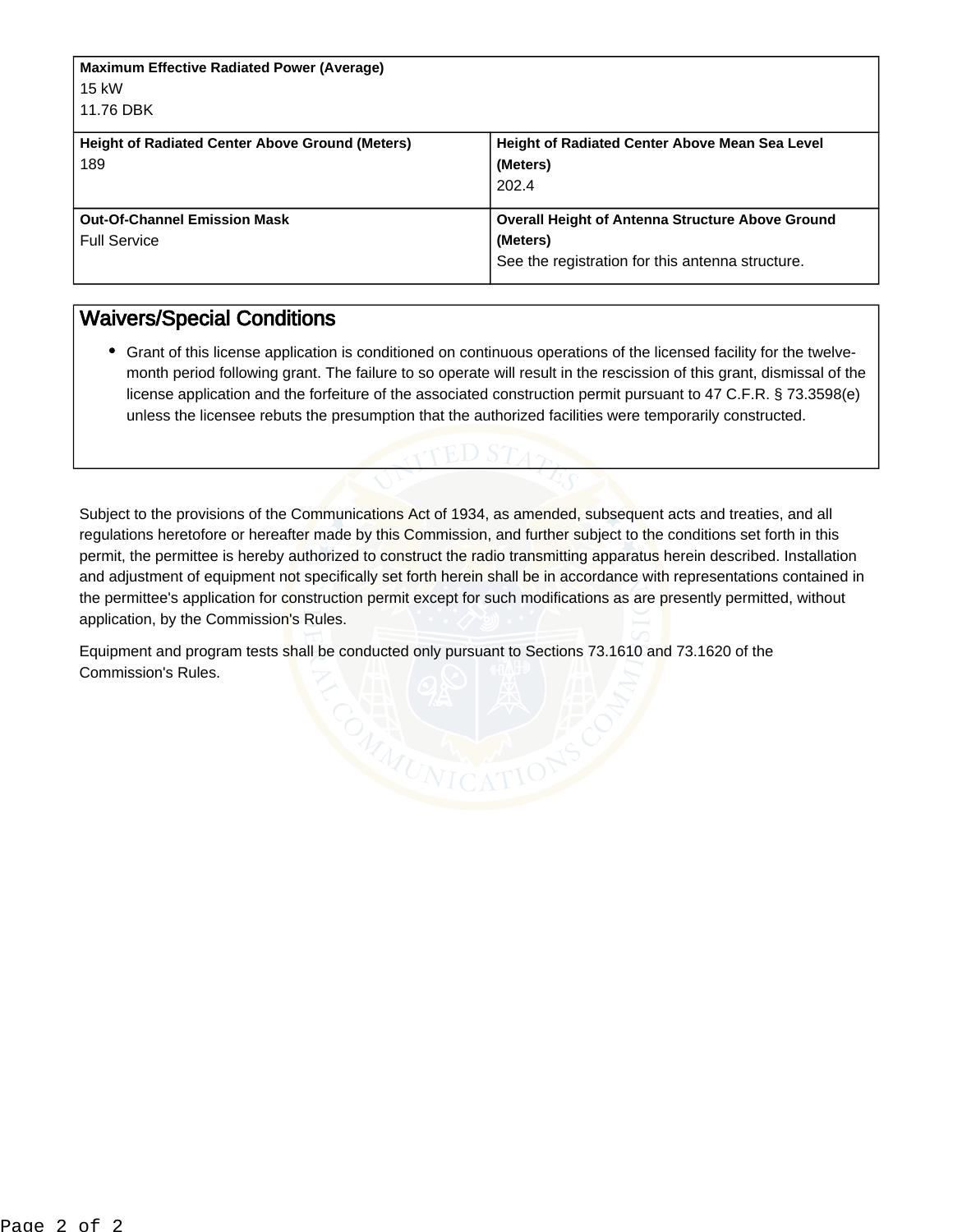| | |
|---|---|
| **Maximum Effective Radiated Power (Average)**<br>15 kW<br>11.76 DBK | |
| **Height of Radiated Center Above Ground (Meters)**<br>189 | **Height of Radiated Center Above Mean Sea Level (Meters)**<br>202.4 |
| **Out-Of-Channel Emission Mask**<br>Full Service | **Overall Height of Antenna Structure Above Ground (Meters)**<br>See the registration for this antenna structure. |

## Waivers/Special Conditions

- Grant of this license application is conditioned on continuous operations of the licensed facility for the twelve-month period following grant. The failure to so operate will result in the rescission of this grant, dismissal of the license application and the forfeiture of the associated construction permit pursuant to 47 C.F.R. § 73.3598(e) unless the licensee rebuts the presumption that the authorized facilities were temporarily constructed.

Subject to the provisions of the Communications Act of 1934, as amended, subsequent acts and treaties, and all regulations heretofore or hereafter made by this Commission, and further subject to the conditions set forth in this permit, the permittee is hereby authorized to construct the radio transmitting apparatus herein described. Installation and adjustment of equipment not specifically set forth herein shall be in accordance with representations contained in the permittee's application for construction permit except for such modifications as are presently permitted, without application, by the Commission's Rules.

Equipment and program tests shall be conducted only pursuant to Sections 73.1610 and 73.1620 of the Commission's Rules.